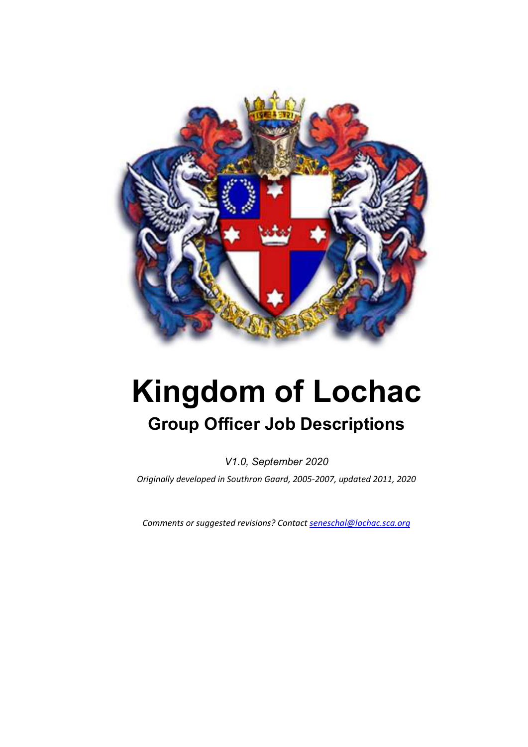# Kingdom of Lochac

## Group Officer Job Descriptions

*V1.0, September 2020*

*Originally developed in Southron Gaard, 2005-2007, updated 2011, 2020*

*Comments or suggested revisions? Contact [seneschal@lochac.sca.org](mailto:seneschal@lochac.sca.org)*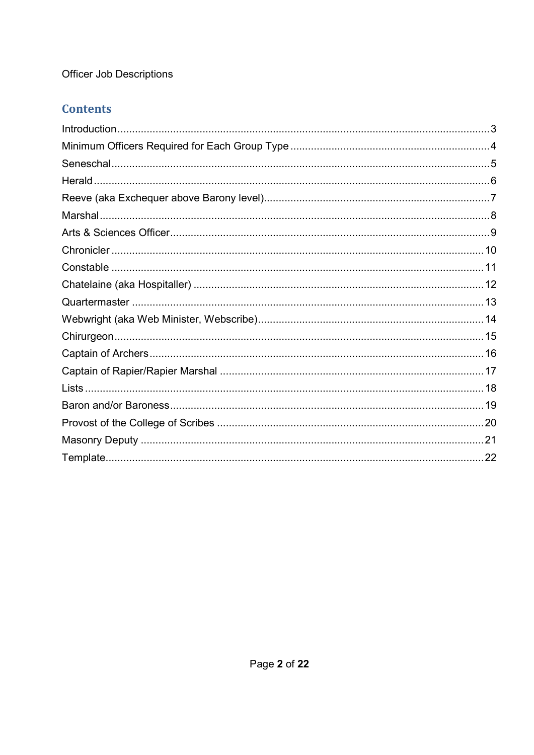Officer Job Descriptions

## Contents

- Introduction ... 3
- Minimum Officers Required for Each Group Type ... 4
- Seneschal ... 5
- Herald ... 6
- Reeve (aka Exchequer above Barony level) ... 7
- Marshal ... 8
- Arts & Sciences Officer ... 9
- Chronicler ... 10
- Constable ... 11
- Chatelaine (aka Hospitaller) ... 12
- Quartermaster ... 13
- Webwright (aka Web Minister, Webscribe) ... 14
- Chirurgeon ... 15
- Captain of Archers ... 16
- Captain of Rapier/Rapier Marshal ... 17
- Lists ... 18
- Baron and/or Baroness ... 19
- Provost of the College of Scribes ... 20
- Masonry Deputy ... 21
- Template ... 22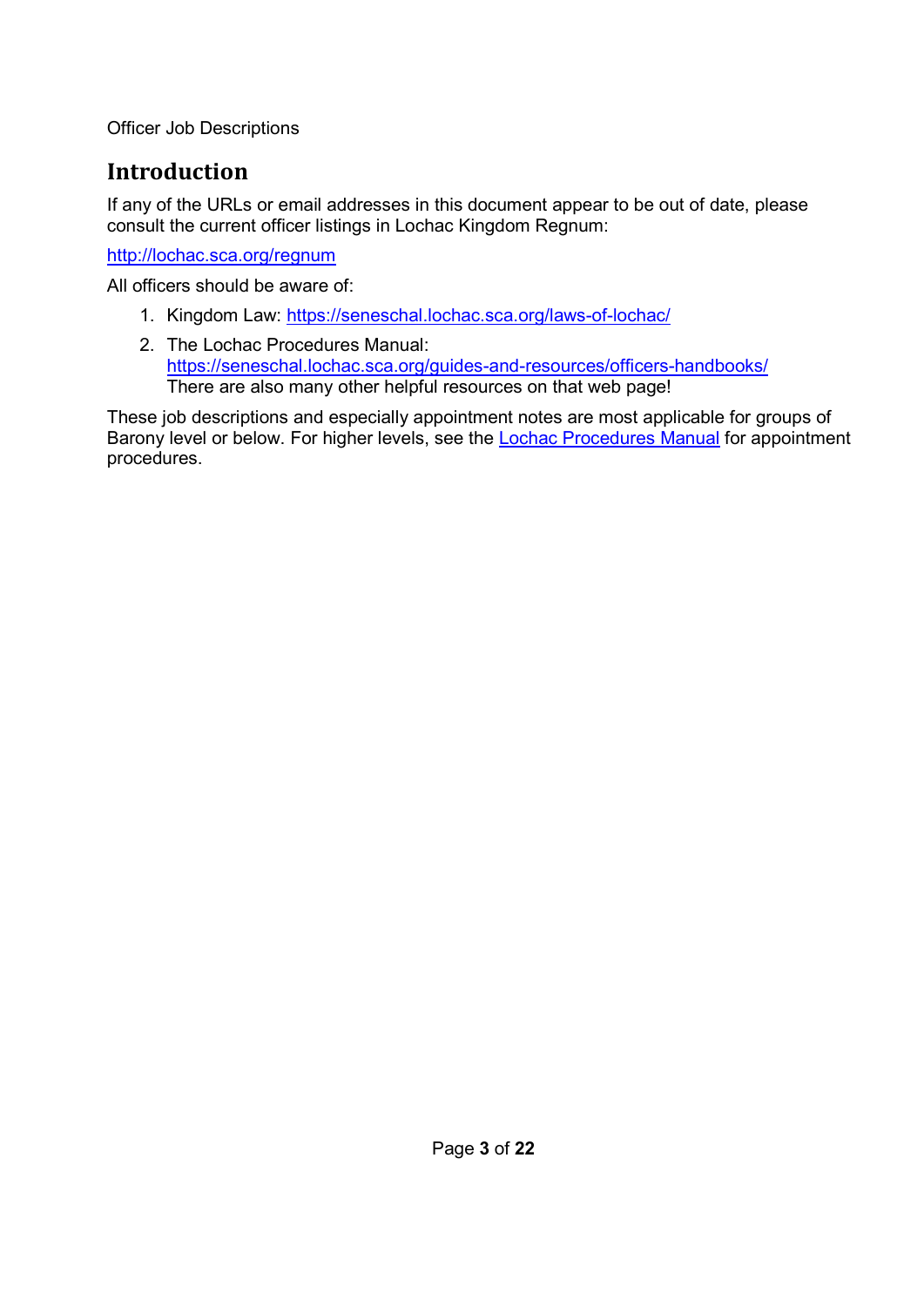Officer Job Descriptions

# Introduction

If any of the URLs or email addresses in this document appear to be out of date, please consult the current officer listings in Lochac Kingdom Regnum:

[http://lochac.sca.org/regnum](http://lochac.sca.org/regnum)

All officers should be aware of:

1. Kingdom Law: [https://seneschal.lochac.sca.org/laws-of-lochac/](https://seneschal.lochac.sca.org/laws-of-lochac/)
2. The Lochac Procedures Manual: [https://seneschal.lochac.sca.org/guides-and-resources/officers-handbooks/](https://seneschal.lochac.sca.org/guides-and-resources/officers-handbooks/)
   There are also many other helpful resources on that web page!

These job descriptions and especially appointment notes are most applicable for groups of Barony level or below. For higher levels, see the Lochac Procedures Manual for appointment procedures.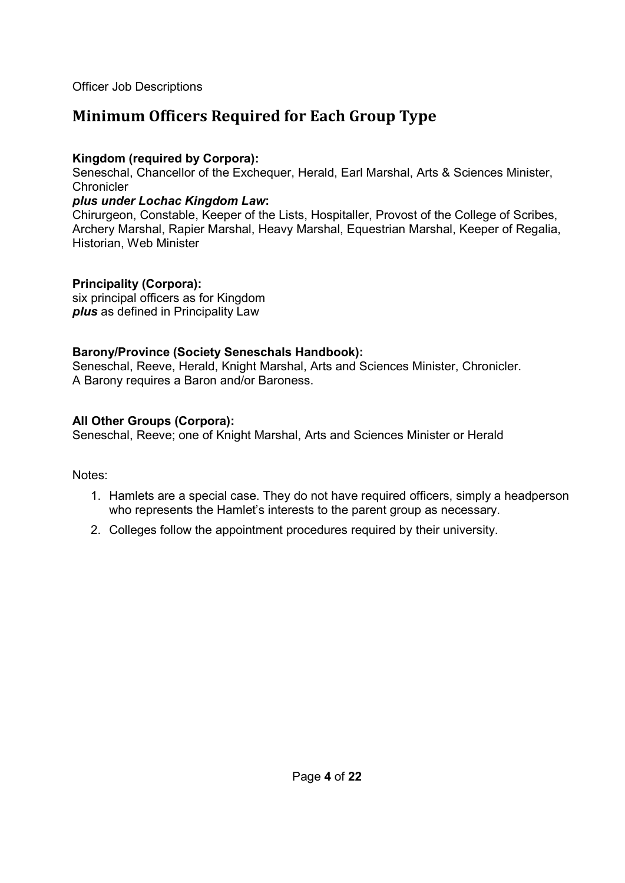## Minimum Officers Required for Each Group Type

**Kingdom (required by Corpora):**
Seneschal, Chancellor of the Exchequer, Herald, Earl Marshal, Arts & Sciences Minister, Chronicler
***plus under Lochac Kingdom Law*:**
Chirurgeon, Constable, Keeper of the Lists, Hospitaller, Provost of the College of Scribes, Archery Marshal, Rapier Marshal, Heavy Marshal, Equestrian Marshal, Keeper of Regalia, Historian, Web Minister

**Principality (Corpora):**
six principal officers as for Kingdom
***plus*** as defined in Principality Law

**Barony/Province (Society Seneschals Handbook):**
Seneschal, Reeve, Herald, Knight Marshal, Arts and Sciences Minister, Chronicler.
A Barony requires a Baron and/or Baroness.

**All Other Groups (Corpora):**
Seneschal, Reeve; one of Knight Marshal, Arts and Sciences Minister or Herald

Notes:

1. Hamlets are a special case. They do not have required officers, simply a headperson who represents the Hamlet's interests to the parent group as necessary.
2. Colleges follow the appointment procedures required by their university.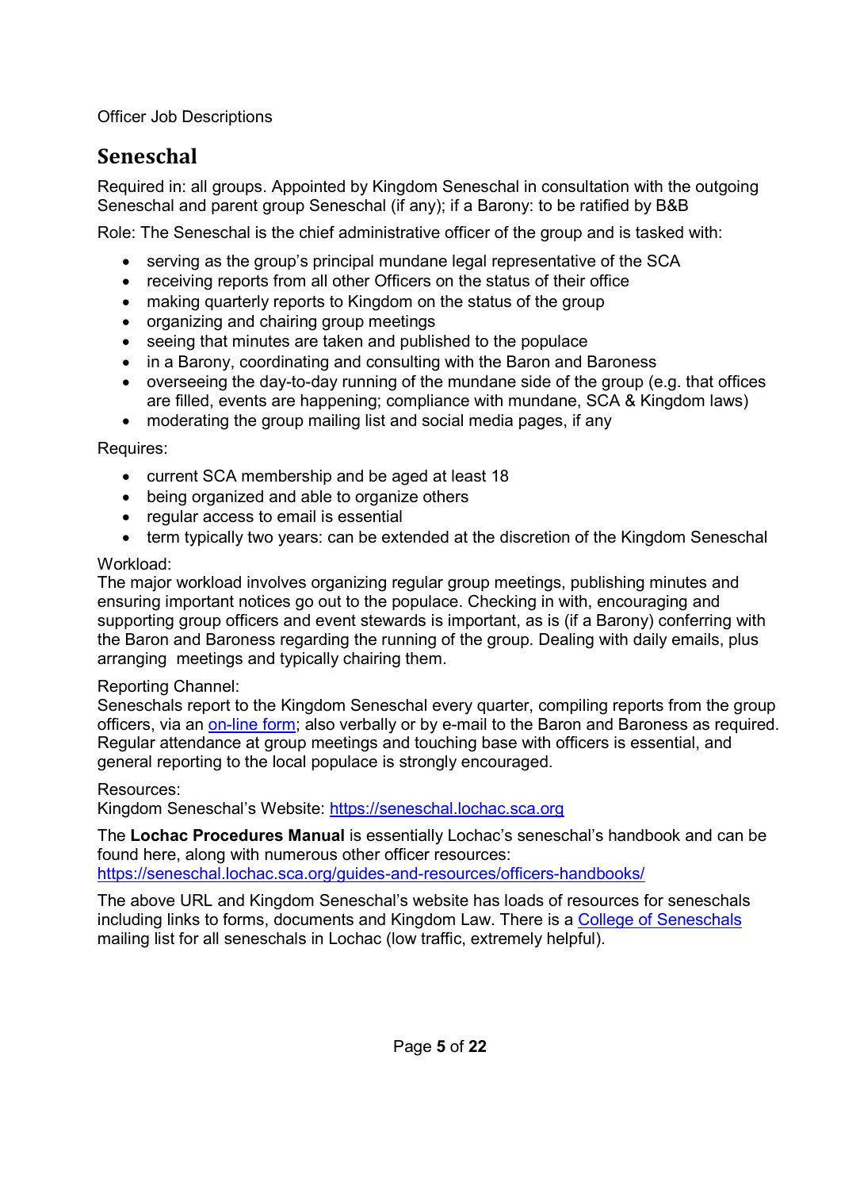Officer Job Descriptions

## Seneschal

Required in: all groups. Appointed by Kingdom Seneschal in consultation with the outgoing Seneschal and parent group Seneschal (if any); if a Barony: to be ratified by B&B

Role: The Seneschal is the chief administrative officer of the group and is tasked with:

- serving as the group's principal mundane legal representative of the SCA
- receiving reports from all other Officers on the status of their office
- making quarterly reports to Kingdom on the status of the group
- organizing and chairing group meetings
- seeing that minutes are taken and published to the populace
- in a Barony, coordinating and consulting with the Baron and Baroness
- overseeing the day-to-day running of the mundane side of the group (e.g. that offices are filled, events are happening; compliance with mundane, SCA & Kingdom laws)
- moderating the group mailing list and social media pages, if any

Requires:

- current SCA membership and be aged at least 18
- being organized and able to organize others
- regular access to email is essential
- term typically two years: can be extended at the discretion of the Kingdom Seneschal

Workload:
The major workload involves organizing regular group meetings, publishing minutes and ensuring important notices go out to the populace. Checking in with, encouraging and supporting group officers and event stewards is important, as is (if a Barony) conferring with the Baron and Baroness regarding the running of the group. Dealing with daily emails, plus arranging meetings and typically chairing them.

Reporting Channel:
Seneschals report to the Kingdom Seneschal every quarter, compiling reports from the group officers, via an on-line form; also verbally or by e-mail to the Baron and Baroness as required. Regular attendance at group meetings and touching base with officers is essential, and general reporting to the local populace is strongly encouraged.

Resources:
Kingdom Seneschal's Website: https://seneschal.lochac.sca.org

The **Lochac Procedures Manual** is essentially Lochac's seneschal's handbook and can be found here, along with numerous other officer resources:
https://seneschal.lochac.sca.org/guides-and-resources/officers-handbooks/

The above URL and Kingdom Seneschal's website has loads of resources for seneschals including links to forms, documents and Kingdom Law. There is a College of Seneschals mailing list for all seneschals in Lochac (low traffic, extremely helpful).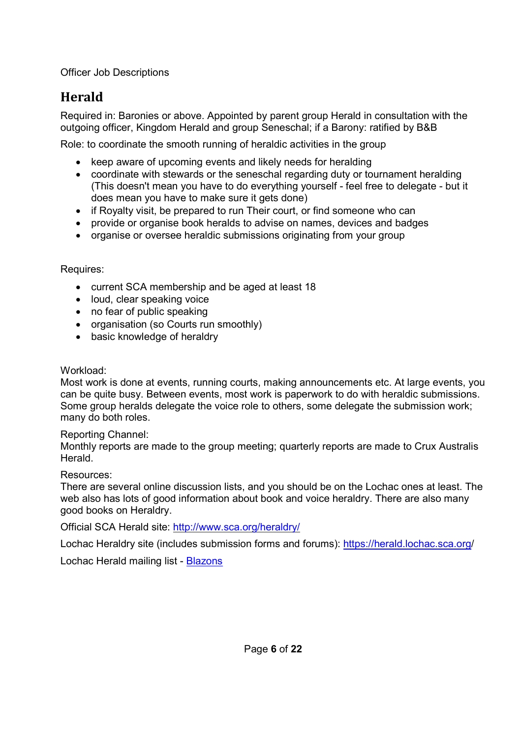Officer Job Descriptions

## Herald

Required in: Baronies or above. Appointed by parent group Herald in consultation with the outgoing officer, Kingdom Herald and group Seneschal; if a Barony: ratified by B&B

Role: to coordinate the smooth running of heraldic activities in the group

- keep aware of upcoming events and likely needs for heralding
- coordinate with stewards or the seneschal regarding duty or tournament heralding (This doesn't mean you have to do everything yourself - feel free to delegate - but it does mean you have to make sure it gets done)
- if Royalty visit, be prepared to run Their court, or find someone who can
- provide or organise book heralds to advise on names, devices and badges
- organise or oversee heraldic submissions originating from your group

Requires:

- current SCA membership and be aged at least 18
- loud, clear speaking voice
- no fear of public speaking
- organisation (so Courts run smoothly)
- basic knowledge of heraldry

Workload:
Most work is done at events, running courts, making announcements etc. At large events, you can be quite busy. Between events, most work is paperwork to do with heraldic submissions. Some group heralds delegate the voice role to others, some delegate the submission work; many do both roles.

Reporting Channel:
Monthly reports are made to the group meeting; quarterly reports are made to Crux Australis Herald.

Resources:
There are several online discussion lists, and you should be on the Lochac ones at least. The web also has lots of good information about book and voice heraldry. There are also many good books on Heraldry.

Official SCA Herald site: [http://www.sca.org/heraldry/](http://www.sca.org/heraldry/)

Lochac Heraldry site (includes submission forms and forums): [https://herald.lochac.sca.org](https://herald.lochac.sca.org)/

Lochac Herald mailing list - Blazons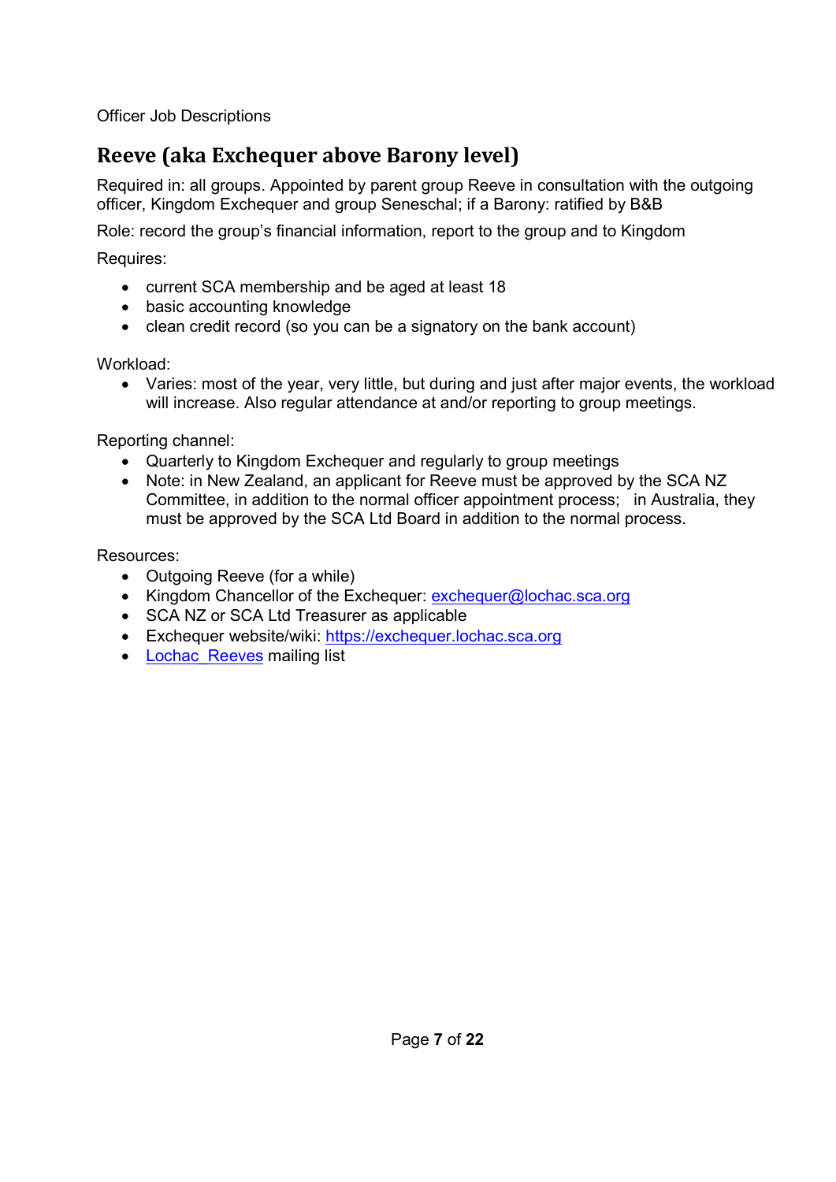Officer Job Descriptions

## Reeve (aka Exchequer above Barony level)

Required in: all groups. Appointed by parent group Reeve in consultation with the outgoing officer, Kingdom Exchequer and group Seneschal; if a Barony: ratified by B&B

Role: record the group's financial information, report to the group and to Kingdom

Requires:

- current SCA membership and be aged at least 18
- basic accounting knowledge
- clean credit record (so you can be a signatory on the bank account)

Workload:

- Varies: most of the year, very little, but during and just after major events, the workload will increase. Also regular attendance at and/or reporting to group meetings.

Reporting channel:

- Quarterly to Kingdom Exchequer and regularly to group meetings
- Note: in New Zealand, an applicant for Reeve must be approved by the SCA NZ Committee, in addition to the normal officer appointment process; in Australia, they must be approved by the SCA Ltd Board in addition to the normal process.

Resources:

- Outgoing Reeve (for a while)
- Kingdom Chancellor of the Exchequer: exchequer@lochac.sca.org
- SCA NZ or SCA Ltd Treasurer as applicable
- Exchequer website/wiki: https://exchequer.lochac.sca.org
- Lochac_Reeves mailing list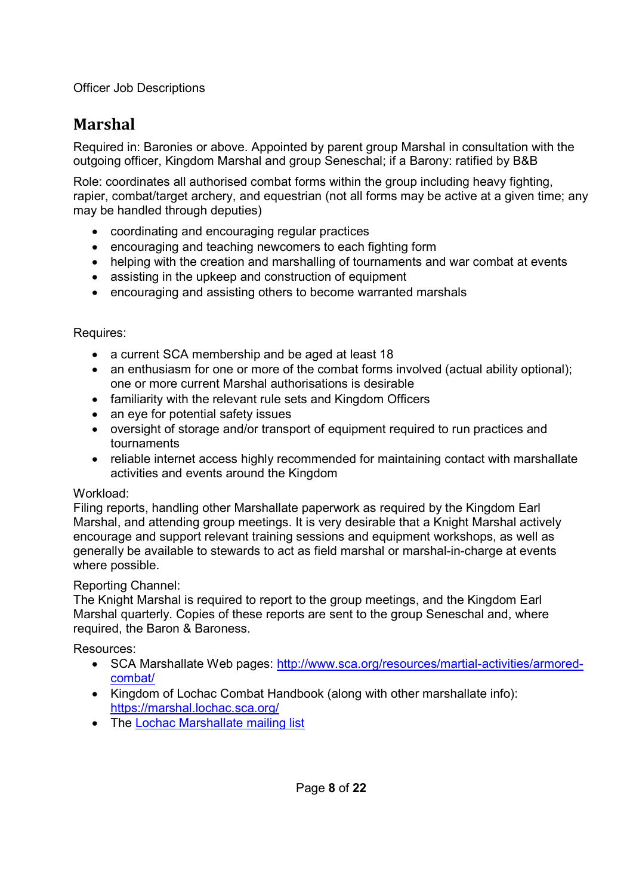Officer Job Descriptions

## Marshal

Required in: Baronies or above. Appointed by parent group Marshal in consultation with the outgoing officer, Kingdom Marshal and group Seneschal; if a Barony: ratified by B&B

Role: coordinates all authorised combat forms within the group including heavy fighting, rapier, combat/target archery, and equestrian (not all forms may be active at a given time; any may be handled through deputies)

- coordinating and encouraging regular practices
- encouraging and teaching newcomers to each fighting form
- helping with the creation and marshalling of tournaments and war combat at events
- assisting in the upkeep and construction of equipment
- encouraging and assisting others to become warranted marshals

Requires:

- a current SCA membership and be aged at least 18
- an enthusiasm for one or more of the combat forms involved (actual ability optional); one or more current Marshal authorisations is desirable
- familiarity with the relevant rule sets and Kingdom Officers
- an eye for potential safety issues
- oversight of storage and/or transport of equipment required to run practices and tournaments
- reliable internet access highly recommended for maintaining contact with marshallate activities and events around the Kingdom

Workload:
Filing reports, handling other Marshallate paperwork as required by the Kingdom Earl Marshal, and attending group meetings. It is very desirable that a Knight Marshal actively encourage and support relevant training sessions and equipment workshops, as well as generally be available to stewards to act as field marshal or marshal-in-charge at events where possible.

Reporting Channel:
The Knight Marshal is required to report to the group meetings, and the Kingdom Earl Marshal quarterly. Copies of these reports are sent to the group Seneschal and, where required, the Baron & Baroness.

Resources:

- SCA Marshallate Web pages: [http://www.sca.org/resources/martial-activities/armored-combat/](http://www.sca.org/resources/martial-activities/armored-combat/)
- Kingdom of Lochac Combat Handbook (along with other marshallate info): [https://marshal.lochac.sca.org/](https://marshal.lochac.sca.org/)
- The Lochac Marshallate mailing list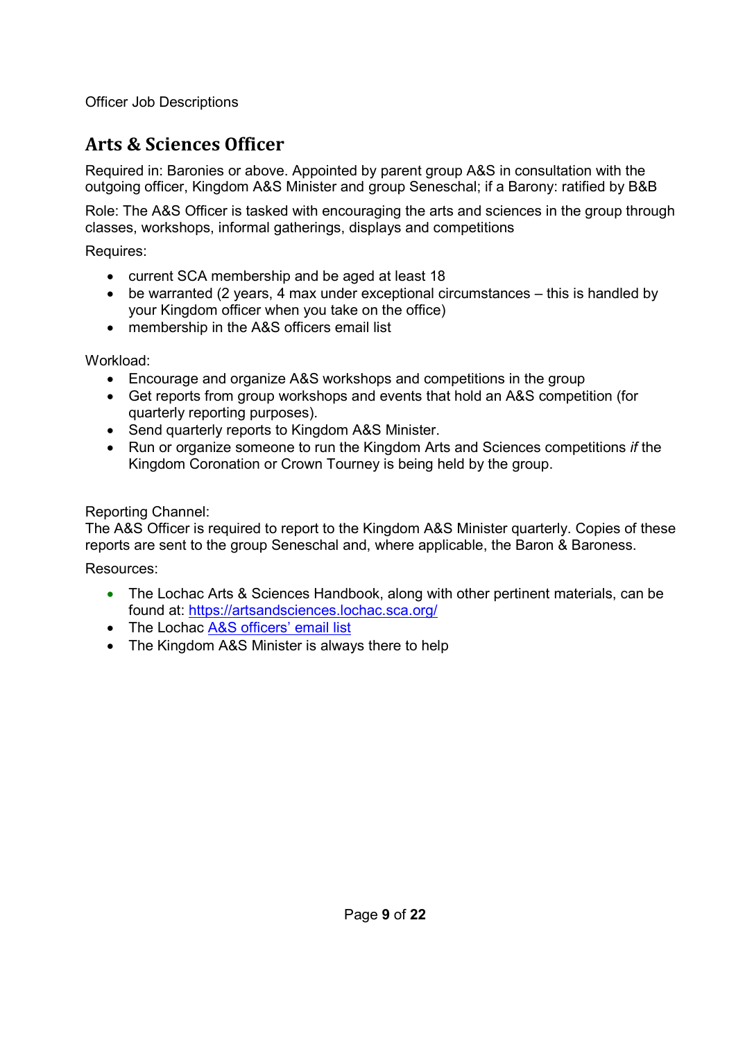Officer Job Descriptions

## Arts & Sciences Officer

Required in: Baronies or above. Appointed by parent group A&S in consultation with the outgoing officer, Kingdom A&S Minister and group Seneschal; if a Barony: ratified by B&B

Role: The A&S Officer is tasked with encouraging the arts and sciences in the group through classes, workshops, informal gatherings, displays and competitions

Requires:

- current SCA membership and be aged at least 18
- be warranted (2 years, 4 max under exceptional circumstances – this is handled by your Kingdom officer when you take on the office)
- membership in the A&S officers email list

Workload:

- Encourage and organize A&S workshops and competitions in the group
- Get reports from group workshops and events that hold an A&S competition (for quarterly reporting purposes).
- Send quarterly reports to Kingdom A&S Minister.
- Run or organize someone to run the Kingdom Arts and Sciences competitions *if* the Kingdom Coronation or Crown Tourney is being held by the group.

Reporting Channel:
The A&S Officer is required to report to the Kingdom A&S Minister quarterly. Copies of these reports are sent to the group Seneschal and, where applicable, the Baron & Baroness.

Resources:

- The Lochac Arts & Sciences Handbook, along with other pertinent materials, can be found at: [https://artsandsciences.lochac.sca.org/](https://artsandsciences.lochac.sca.org/)
- The Lochac A&S officers' email list
- The Kingdom A&S Minister is always there to help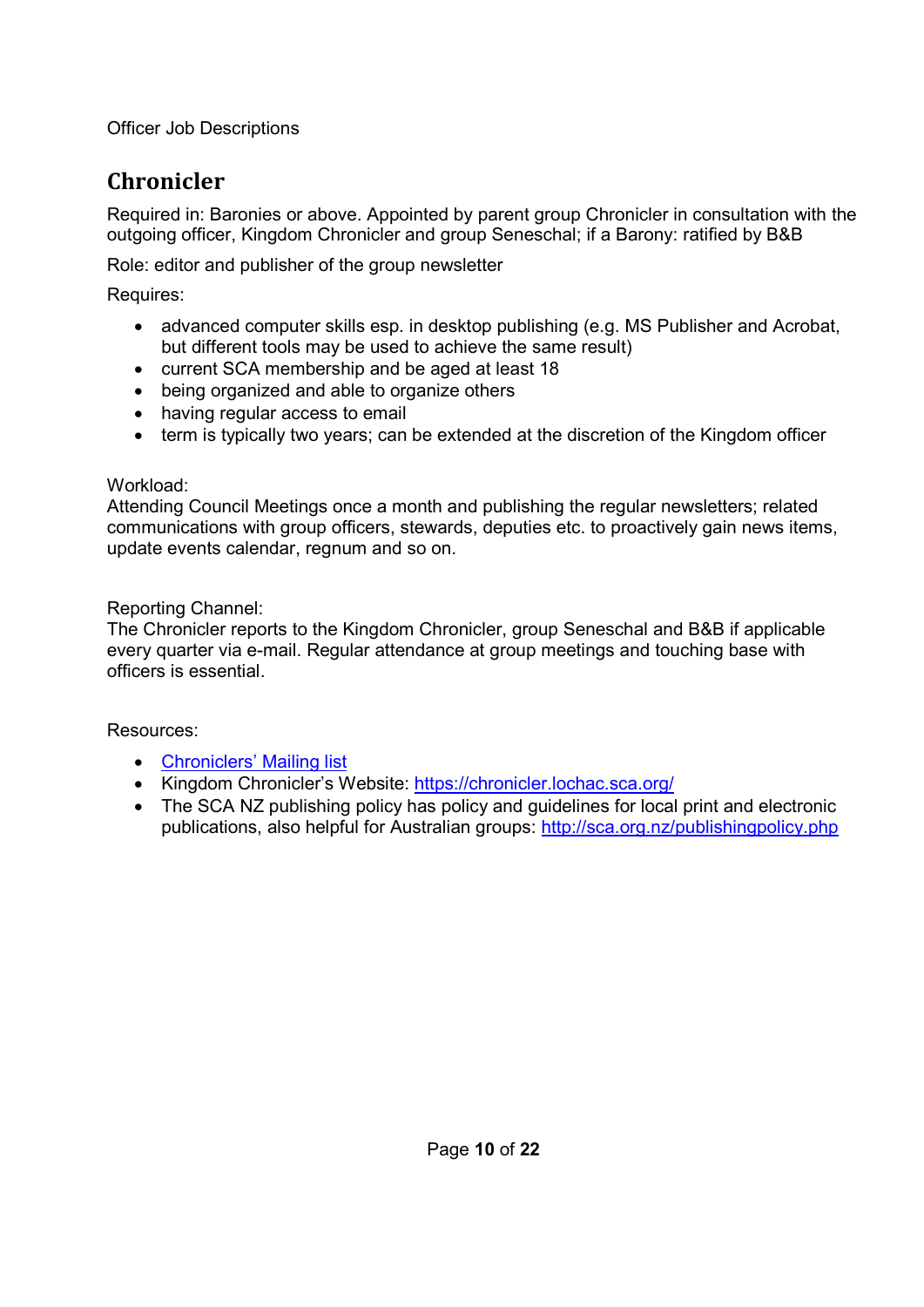Officer Job Descriptions

## Chronicler

Required in: Baronies or above. Appointed by parent group Chronicler in consultation with the outgoing officer, Kingdom Chronicler and group Seneschal; if a Barony: ratified by B&B

Role: editor and publisher of the group newsletter

Requires:

- advanced computer skills esp. in desktop publishing (e.g. MS Publisher and Acrobat, but different tools may be used to achieve the same result)
- current SCA membership and be aged at least 18
- being organized and able to organize others
- having regular access to email
- term is typically two years; can be extended at the discretion of the Kingdom officer

Workload:
Attending Council Meetings once a month and publishing the regular newsletters; related communications with group officers, stewards, deputies etc. to proactively gain news items, update events calendar, regnum and so on.

Reporting Channel:
The Chronicler reports to the Kingdom Chronicler, group Seneschal and B&B if applicable every quarter via e-mail. Regular attendance at group meetings and touching base with officers is essential.

Resources:

- Chroniclers' Mailing list
- Kingdom Chronicler's Website: https://chronicler.lochac.sca.org/
- The SCA NZ publishing policy has policy and guidelines for local print and electronic publications, also helpful for Australian groups: http://sca.org.nz/publishingpolicy.php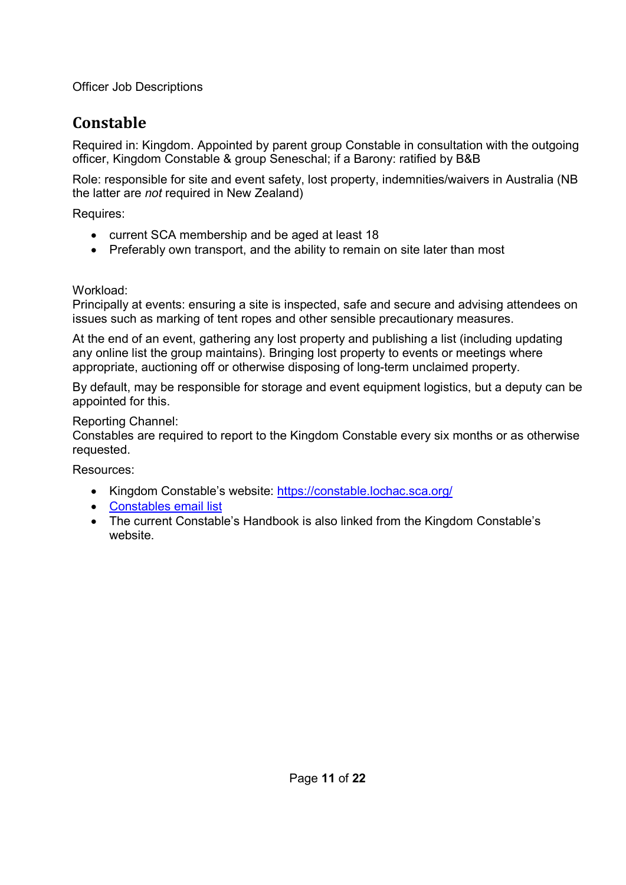Officer Job Descriptions

## Constable

Required in: Kingdom. Appointed by parent group Constable in consultation with the outgoing officer, Kingdom Constable & group Seneschal; if a Barony: ratified by B&B

Role: responsible for site and event safety, lost property, indemnities/waivers in Australia (NB the latter are *not* required in New Zealand)

Requires:

- current SCA membership and be aged at least 18
- Preferably own transport, and the ability to remain on site later than most

Workload:
Principally at events: ensuring a site is inspected, safe and secure and advising attendees on issues such as marking of tent ropes and other sensible precautionary measures.

At the end of an event, gathering any lost property and publishing a list (including updating any online list the group maintains). Bringing lost property to events or meetings where appropriate, auctioning off or otherwise disposing of long-term unclaimed property.

By default, may be responsible for storage and event equipment logistics, but a deputy can be appointed for this.

Reporting Channel:
Constables are required to report to the Kingdom Constable every six months or as otherwise requested.

Resources:

- Kingdom Constable's website: [https://constable.lochac.sca.org/](https://constable.lochac.sca.org/)
- Constables email list
- The current Constable's Handbook is also linked from the Kingdom Constable's website.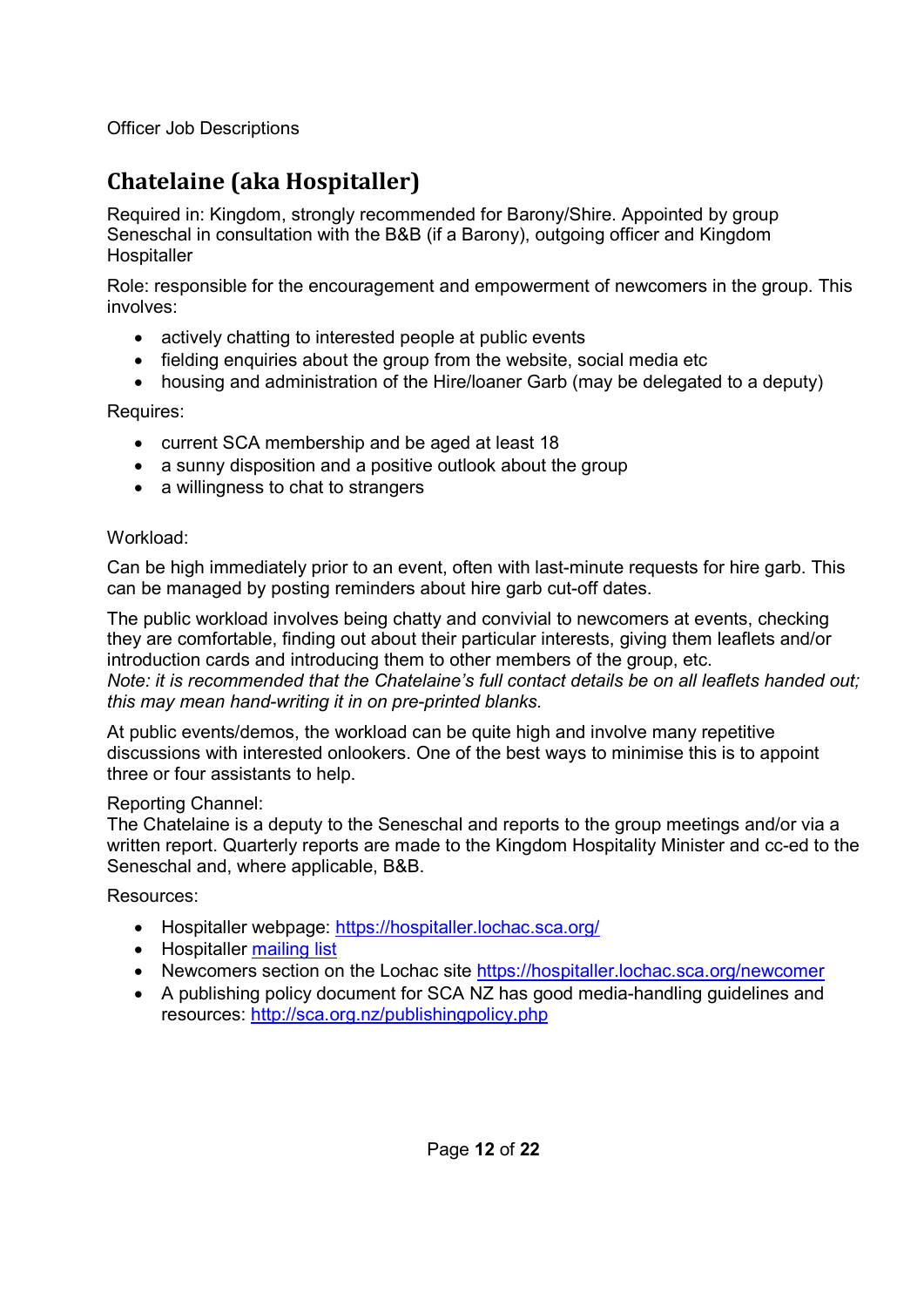Officer Job Descriptions

## Chatelaine (aka Hospitaller)

Required in: Kingdom, strongly recommended for Barony/Shire. Appointed by group Seneschal in consultation with the B&B (if a Barony), outgoing officer and Kingdom Hospitaller

Role: responsible for the encouragement and empowerment of newcomers in the group. This involves:

- actively chatting to interested people at public events
- fielding enquiries about the group from the website, social media etc
- housing and administration of the Hire/loaner Garb (may be delegated to a deputy)

Requires:

- current SCA membership and be aged at least 18
- a sunny disposition and a positive outlook about the group
- a willingness to chat to strangers

Workload:

Can be high immediately prior to an event, often with last-minute requests for hire garb. This can be managed by posting reminders about hire garb cut-off dates.

The public workload involves being chatty and convivial to newcomers at events, checking they are comfortable, finding out about their particular interests, giving them leaflets and/or introduction cards and introducing them to other members of the group, etc.
*Note: it is recommended that the Chatelaine's full contact details be on all leaflets handed out; this may mean hand-writing it in on pre-printed blanks.*

At public events/demos, the workload can be quite high and involve many repetitive discussions with interested onlookers. One of the best ways to minimise this is to appoint three or four assistants to help.

Reporting Channel:
The Chatelaine is a deputy to the Seneschal and reports to the group meetings and/or via a written report. Quarterly reports are made to the Kingdom Hospitality Minister and cc-ed to the Seneschal and, where applicable, B&B.

Resources:

- Hospitaller webpage: [https://hospitaller.lochac.sca.org/](https://hospitaller.lochac.sca.org/)
- Hospitaller mailing list
- Newcomers section on the Lochac site [https://hospitaller.lochac.sca.org/newcomer](https://hospitaller.lochac.sca.org/newcomer)
- A publishing policy document for SCA NZ has good media-handling guidelines and resources: [http://sca.org.nz/publishingpolicy.php](http://sca.org.nz/publishingpolicy.php)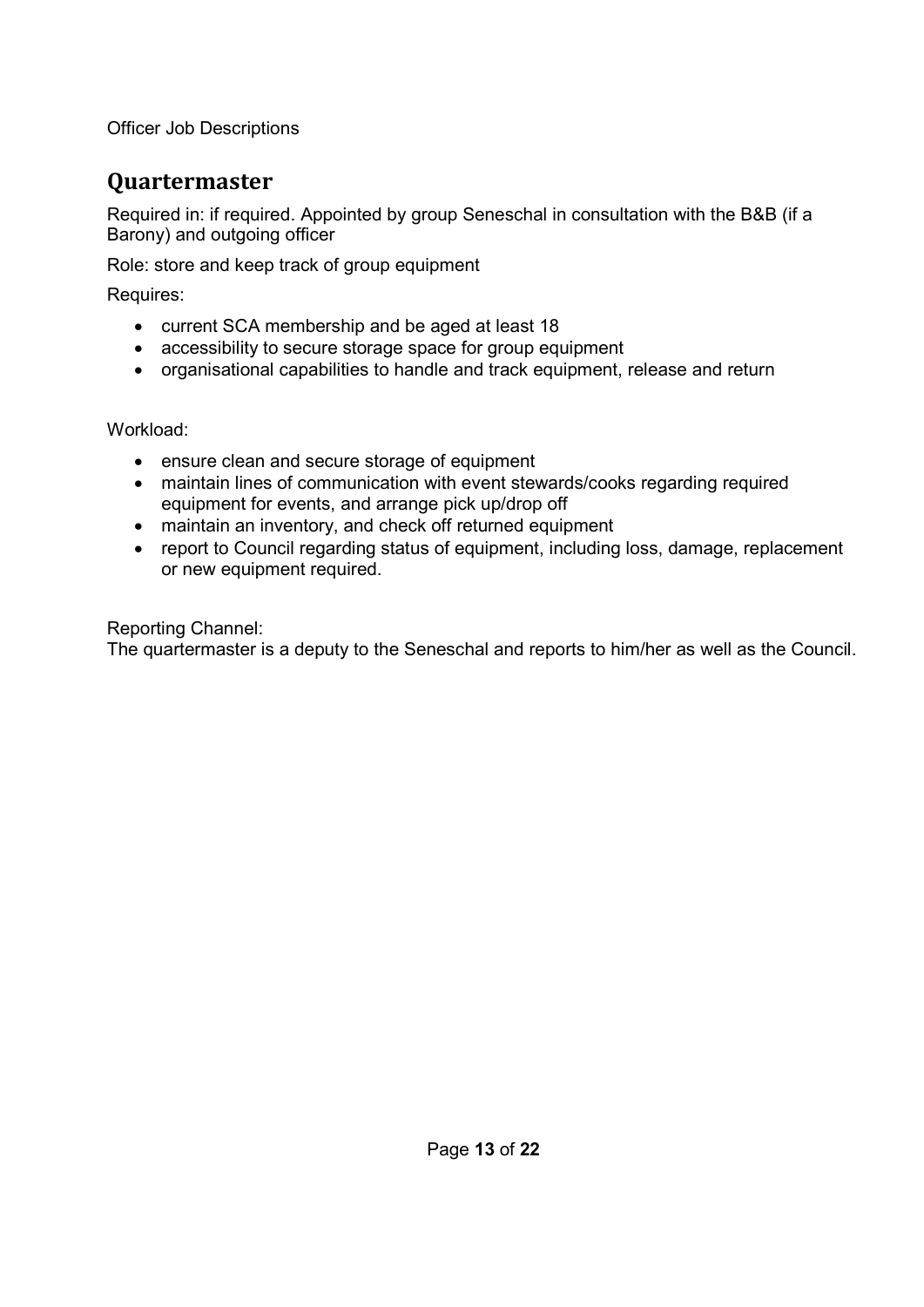Officer Job Descriptions

## Quartermaster

Required in: if required. Appointed by group Seneschal in consultation with the B&B (if a Barony) and outgoing officer

Role: store and keep track of group equipment

Requires:

- current SCA membership and be aged at least 18
- accessibility to secure storage space for group equipment
- organisational capabilities to handle and track equipment, release and return

Workload:

- ensure clean and secure storage of equipment
- maintain lines of communication with event stewards/cooks regarding required equipment for events, and arrange pick up/drop off
- maintain an inventory, and check off returned equipment
- report to Council regarding status of equipment, including loss, damage, replacement or new equipment required.

Reporting Channel:
The quartermaster is a deputy to the Seneschal and reports to him/her as well as the Council.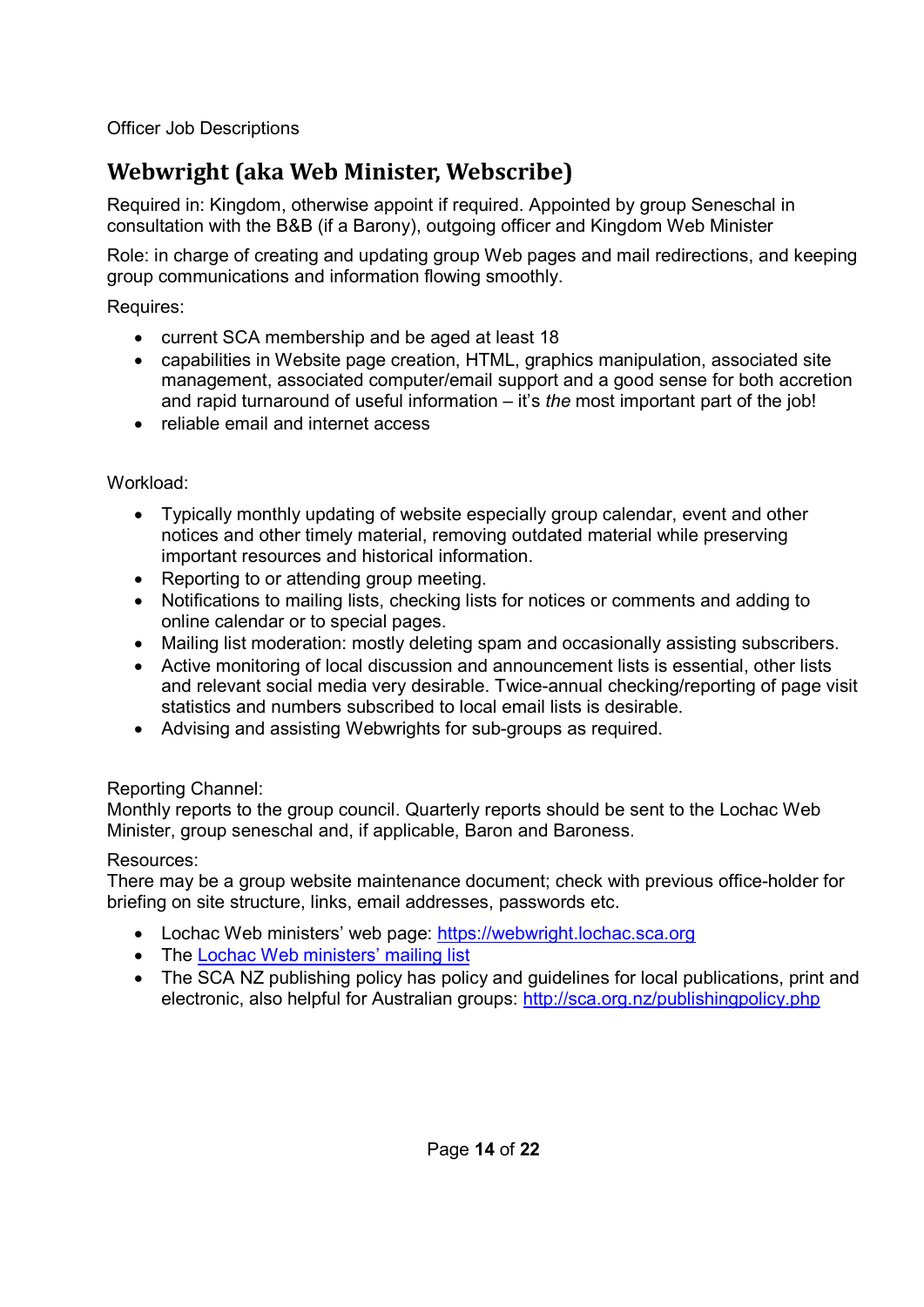Officer Job Descriptions

## Webwright (aka Web Minister, Webscribe)

Required in: Kingdom, otherwise appoint if required. Appointed by group Seneschal in consultation with the B&B (if a Barony), outgoing officer and Kingdom Web Minister

Role: in charge of creating and updating group Web pages and mail redirections, and keeping group communications and information flowing smoothly.

Requires:

- current SCA membership and be aged at least 18
- capabilities in Website page creation, HTML, graphics manipulation, associated site management, associated computer/email support and a good sense for both accretion and rapid turnaround of useful information – it's *the* most important part of the job!
- reliable email and internet access

Workload:

- Typically monthly updating of website especially group calendar, event and other notices and other timely material, removing outdated material while preserving important resources and historical information.
- Reporting to or attending group meeting.
- Notifications to mailing lists, checking lists for notices or comments and adding to online calendar or to special pages.
- Mailing list moderation: mostly deleting spam and occasionally assisting subscribers.
- Active monitoring of local discussion and announcement lists is essential, other lists and relevant social media very desirable. Twice-annual checking/reporting of page visit statistics and numbers subscribed to local email lists is desirable.
- Advising and assisting Webwrights for sub-groups as required.

Reporting Channel:
Monthly reports to the group council. Quarterly reports should be sent to the Lochac Web Minister, group seneschal and, if applicable, Baron and Baroness.

Resources:
There may be a group website maintenance document; check with previous office-holder for briefing on site structure, links, email addresses, passwords etc.

- Lochac Web ministers' web page: [https://webwright.lochac.sca.org](https://webwright.lochac.sca.org)
- The Lochac Web ministers' mailing list
- The SCA NZ publishing policy has policy and guidelines for local publications, print and electronic, also helpful for Australian groups: [http://sca.org.nz/publishingpolicy.php](http://sca.org.nz/publishingpolicy.php)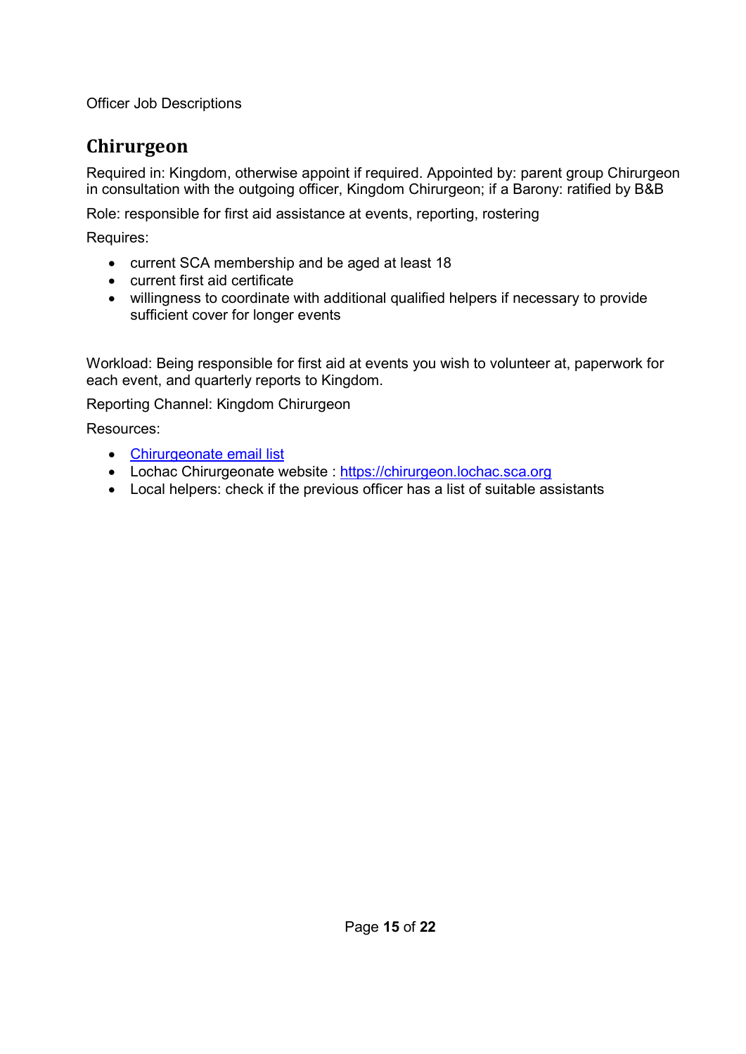Officer Job Descriptions

## Chirurgeon

Required in: Kingdom, otherwise appoint if required. Appointed by: parent group Chirurgeon in consultation with the outgoing officer, Kingdom Chirurgeon; if a Barony: ratified by B&B

Role: responsible for first aid assistance at events, reporting, rostering

Requires:

- current SCA membership and be aged at least 18
- current first aid certificate
- willingness to coordinate with additional qualified helpers if necessary to provide sufficient cover for longer events

Workload: Being responsible for first aid at events you wish to volunteer at, paperwork for each event, and quarterly reports to Kingdom.

Reporting Channel: Kingdom Chirurgeon

Resources:

- Chirurgeonate email list
- Lochac Chirurgeonate website : https://chirurgeon.lochac.sca.org
- Local helpers: check if the previous officer has a list of suitable assistants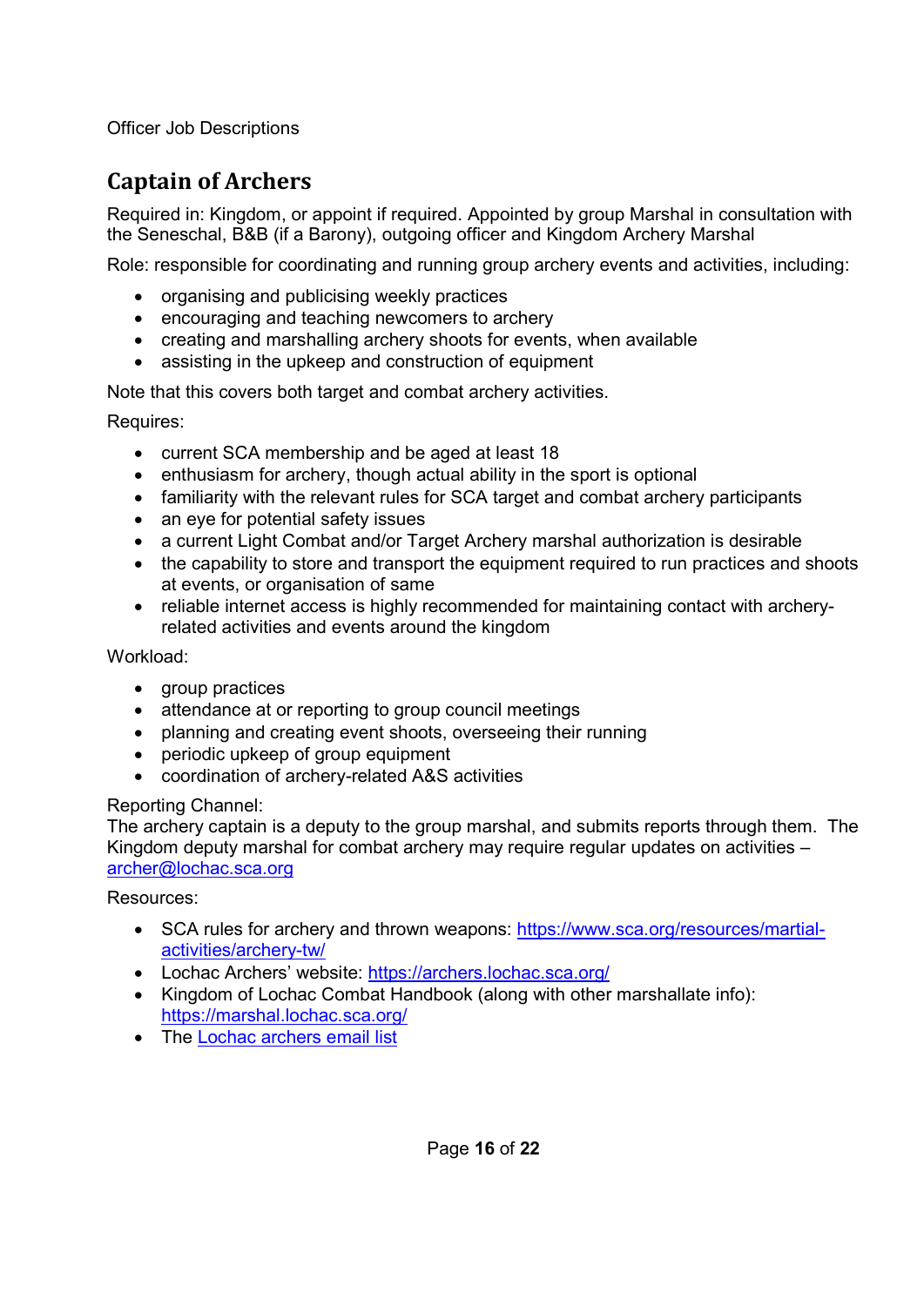Officer Job Descriptions

## Captain of Archers

Required in: Kingdom, or appoint if required. Appointed by group Marshal in consultation with the Seneschal, B&B (if a Barony), outgoing officer and Kingdom Archery Marshal

Role: responsible for coordinating and running group archery events and activities, including:

- organising and publicising weekly practices
- encouraging and teaching newcomers to archery
- creating and marshalling archery shoots for events, when available
- assisting in the upkeep and construction of equipment

Note that this covers both target and combat archery activities.

Requires:

- current SCA membership and be aged at least 18
- enthusiasm for archery, though actual ability in the sport is optional
- familiarity with the relevant rules for SCA target and combat archery participants
- an eye for potential safety issues
- a current Light Combat and/or Target Archery marshal authorization is desirable
- the capability to store and transport the equipment required to run practices and shoots at events, or organisation of same
- reliable internet access is highly recommended for maintaining contact with archery-related activities and events around the kingdom

Workload:

- group practices
- attendance at or reporting to group council meetings
- planning and creating event shoots, overseeing their running
- periodic upkeep of group equipment
- coordination of archery-related A&S activities

Reporting Channel:
The archery captain is a deputy to the group marshal, and submits reports through them. The Kingdom deputy marshal for combat archery may require regular updates on activities – [archer@lochac.sca.org](mailto:archer@lochac.sca.org)

Resources:

- SCA rules for archery and thrown weapons: [https://www.sca.org/resources/martial-activities/archery-tw/](https://www.sca.org/resources/martial-activities/archery-tw/)
- Lochac Archers' website: [https://archers.lochac.sca.org/](https://archers.lochac.sca.org/)
- Kingdom of Lochac Combat Handbook (along with other marshallate info): [https://marshal.lochac.sca.org/](https://marshal.lochac.sca.org/)
- The Lochac archers email list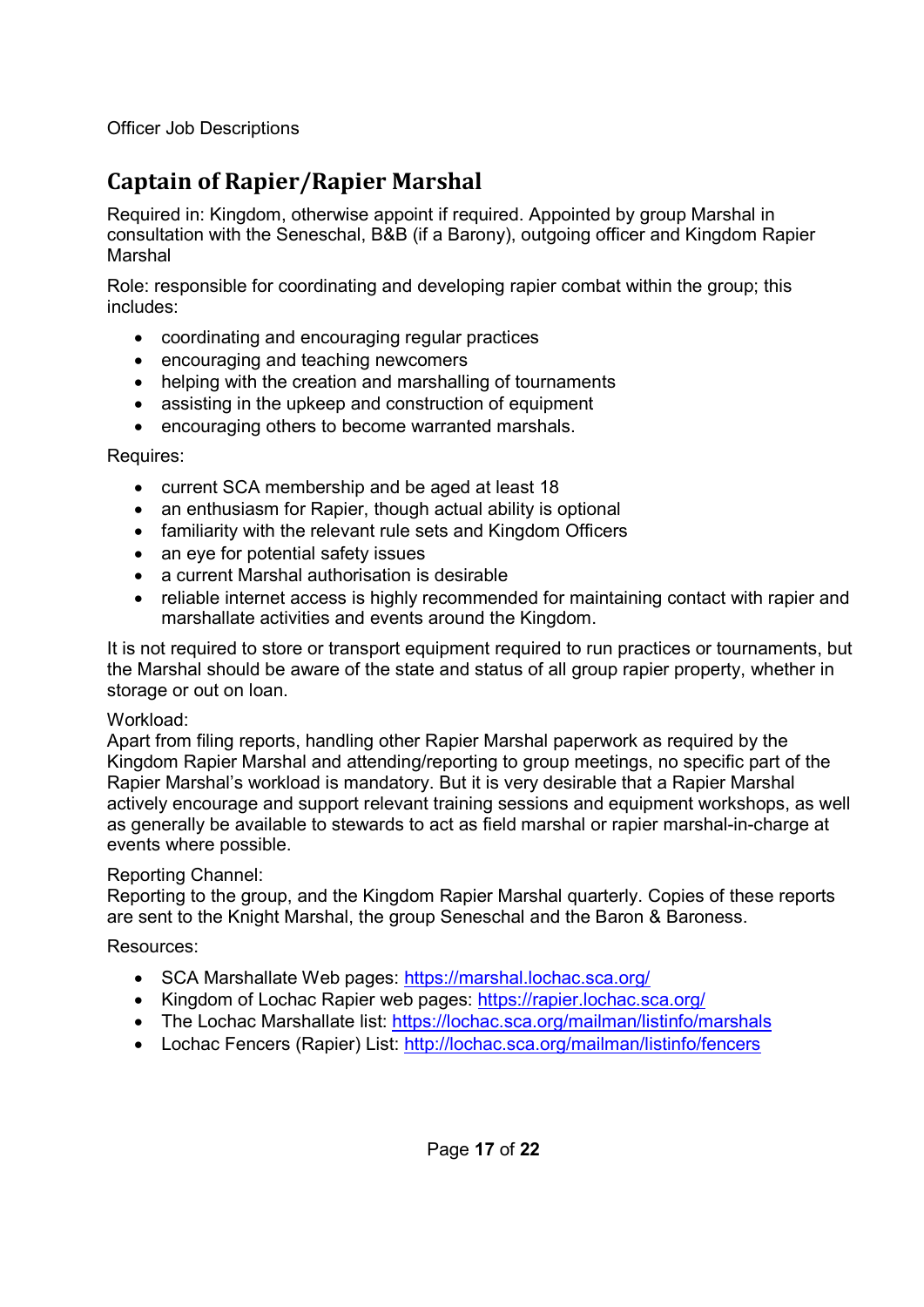Officer Job Descriptions

## Captain of Rapier/Rapier Marshal

Required in: Kingdom, otherwise appoint if required. Appointed by group Marshal in consultation with the Seneschal, B&B (if a Barony), outgoing officer and Kingdom Rapier Marshal

Role: responsible for coordinating and developing rapier combat within the group; this includes:

- coordinating and encouraging regular practices
- encouraging and teaching newcomers
- helping with the creation and marshalling of tournaments
- assisting in the upkeep and construction of equipment
- encouraging others to become warranted marshals.

Requires:

- current SCA membership and be aged at least 18
- an enthusiasm for Rapier, though actual ability is optional
- familiarity with the relevant rule sets and Kingdom Officers
- an eye for potential safety issues
- a current Marshal authorisation is desirable
- reliable internet access is highly recommended for maintaining contact with rapier and marshallate activities and events around the Kingdom.

It is not required to store or transport equipment required to run practices or tournaments, but the Marshal should be aware of the state and status of all group rapier property, whether in storage or out on loan.

Workload:
Apart from filing reports, handling other Rapier Marshal paperwork as required by the Kingdom Rapier Marshal and attending/reporting to group meetings, no specific part of the Rapier Marshal's workload is mandatory. But it is very desirable that a Rapier Marshal actively encourage and support relevant training sessions and equipment workshops, as well as generally be available to stewards to act as field marshal or rapier marshal-in-charge at events where possible.

Reporting Channel:
Reporting to the group, and the Kingdom Rapier Marshal quarterly. Copies of these reports are sent to the Knight Marshal, the group Seneschal and the Baron & Baroness.

Resources:

- SCA Marshallate Web pages: https://marshal.lochac.sca.org/
- Kingdom of Lochac Rapier web pages: https://rapier.lochac.sca.org/
- The Lochac Marshallate list: https://lochac.sca.org/mailman/listinfo/marshals
- Lochac Fencers (Rapier) List: http://lochac.sca.org/mailman/listinfo/fencers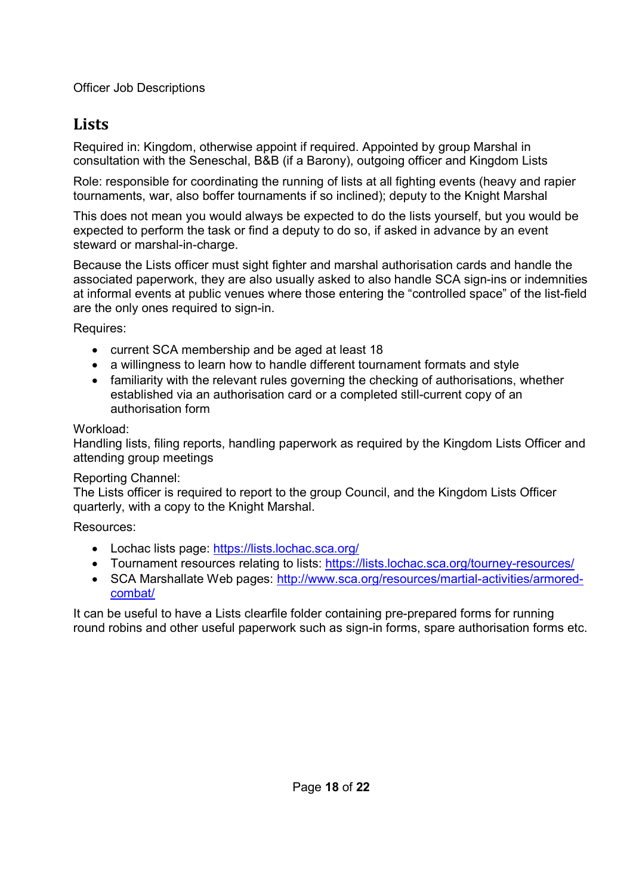Officer Job Descriptions

## Lists

Required in: Kingdom, otherwise appoint if required. Appointed by group Marshal in consultation with the Seneschal, B&B (if a Barony), outgoing officer and Kingdom Lists

Role: responsible for coordinating the running of lists at all fighting events (heavy and rapier tournaments, war, also boffer tournaments if so inclined); deputy to the Knight Marshal

This does not mean you would always be expected to do the lists yourself, but you would be expected to perform the task or find a deputy to do so, if asked in advance by an event steward or marshal-in-charge.

Because the Lists officer must sight fighter and marshal authorisation cards and handle the associated paperwork, they are also usually asked to also handle SCA sign-ins or indemnities at informal events at public venues where those entering the "controlled space" of the list-field are the only ones required to sign-in.

Requires:

- current SCA membership and be aged at least 18
- a willingness to learn how to handle different tournament formats and style
- familiarity with the relevant rules governing the checking of authorisations, whether established via an authorisation card or a completed still-current copy of an authorisation form

Workload:
Handling lists, filing reports, handling paperwork as required by the Kingdom Lists Officer and attending group meetings

Reporting Channel:
The Lists officer is required to report to the group Council, and the Kingdom Lists Officer quarterly, with a copy to the Knight Marshal.

Resources:

- Lochac lists page: https://lists.lochac.sca.org/
- Tournament resources relating to lists: https://lists.lochac.sca.org/tourney-resources/
- SCA Marshallate Web pages: http://www.sca.org/resources/martial-activities/armored-combat/

It can be useful to have a Lists clearfile folder containing pre-prepared forms for running round robins and other useful paperwork such as sign-in forms, spare authorisation forms etc.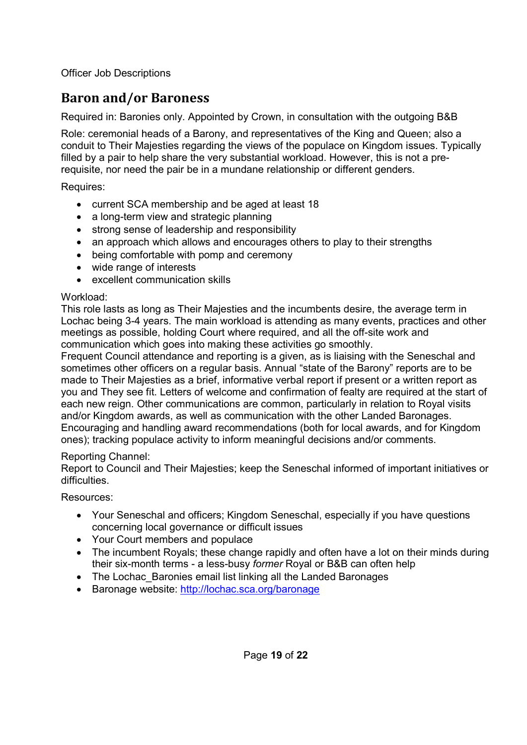Officer Job Descriptions

## Baron and/or Baroness

Required in: Baronies only. Appointed by Crown, in consultation with the outgoing B&B

Role: ceremonial heads of a Barony, and representatives of the King and Queen; also a conduit to Their Majesties regarding the views of the populace on Kingdom issues. Typically filled by a pair to help share the very substantial workload. However, this is not a pre-requisite, nor need the pair be in a mundane relationship or different genders.

Requires:

- current SCA membership and be aged at least 18
- a long-term view and strategic planning
- strong sense of leadership and responsibility
- an approach which allows and encourages others to play to their strengths
- being comfortable with pomp and ceremony
- wide range of interests
- excellent communication skills

Workload:
This role lasts as long as Their Majesties and the incumbents desire, the average term in Lochac being 3-4 years. The main workload is attending as many events, practices and other meetings as possible, holding Court where required, and all the off-site work and communication which goes into making these activities go smoothly.
Frequent Council attendance and reporting is a given, as is liaising with the Seneschal and sometimes other officers on a regular basis. Annual "state of the Barony" reports are to be made to Their Majesties as a brief, informative verbal report if present or a written report as you and They see fit. Letters of welcome and confirmation of fealty are required at the start of each new reign. Other communications are common, particularly in relation to Royal visits and/or Kingdom awards, as well as communication with the other Landed Baronages.
Encouraging and handling award recommendations (both for local awards, and for Kingdom ones); tracking populace activity to inform meaningful decisions and/or comments.

Reporting Channel:
Report to Council and Their Majesties; keep the Seneschal informed of important initiatives or difficulties.

Resources:

- Your Seneschal and officers; Kingdom Seneschal, especially if you have questions concerning local governance or difficult issues
- Your Court members and populace
- The incumbent Royals; these change rapidly and often have a lot on their minds during their six-month terms - a less-busy *former* Royal or B&B can often help
- The Lochac_Baronies email list linking all the Landed Baronages
- Baronage website: [http://lochac.sca.org/baronage](http://lochac.sca.org/baronage)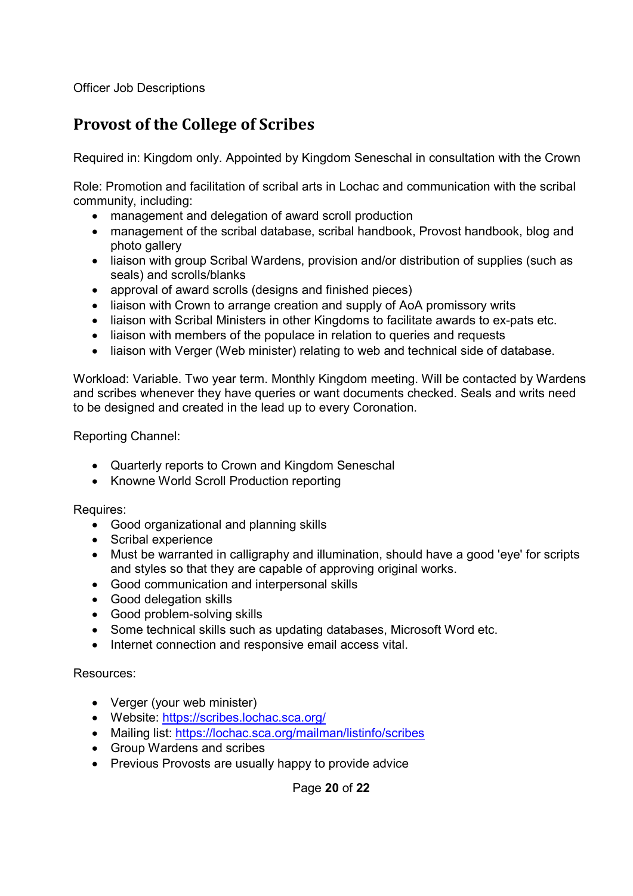Officer Job Descriptions

## Provost of the College of Scribes

Required in: Kingdom only. Appointed by Kingdom Seneschal in consultation with the Crown

Role: Promotion and facilitation of scribal arts in Lochac and communication with the scribal community, including:

- management and delegation of award scroll production
- management of the scribal database, scribal handbook, Provost handbook, blog and photo gallery
- liaison with group Scribal Wardens, provision and/or distribution of supplies (such as seals) and scrolls/blanks
- approval of award scrolls (designs and finished pieces)
- liaison with Crown to arrange creation and supply of AoA promissory writs
- liaison with Scribal Ministers in other Kingdoms to facilitate awards to ex-pats etc.
- liaison with members of the populace in relation to queries and requests
- liaison with Verger (Web minister) relating to web and technical side of database.

Workload: Variable. Two year term. Monthly Kingdom meeting. Will be contacted by Wardens and scribes whenever they have queries or want documents checked. Seals and writs need to be designed and created in the lead up to every Coronation.

Reporting Channel:

- Quarterly reports to Crown and Kingdom Seneschal
- Knowne World Scroll Production reporting

Requires:

- Good organizational and planning skills
- Scribal experience
- Must be warranted in calligraphy and illumination, should have a good 'eye' for scripts and styles so that they are capable of approving original works.
- Good communication and interpersonal skills
- Good delegation skills
- Good problem-solving skills
- Some technical skills such as updating databases, Microsoft Word etc.
- Internet connection and responsive email access vital.

Resources:

- Verger (your web minister)
- Website: [https://scribes.lochac.sca.org/](https://scribes.lochac.sca.org/)
- Mailing list: [https://lochac.sca.org/mailman/listinfo/scribes](https://lochac.sca.org/mailman/listinfo/scribes)
- Group Wardens and scribes
- Previous Provosts are usually happy to provide advice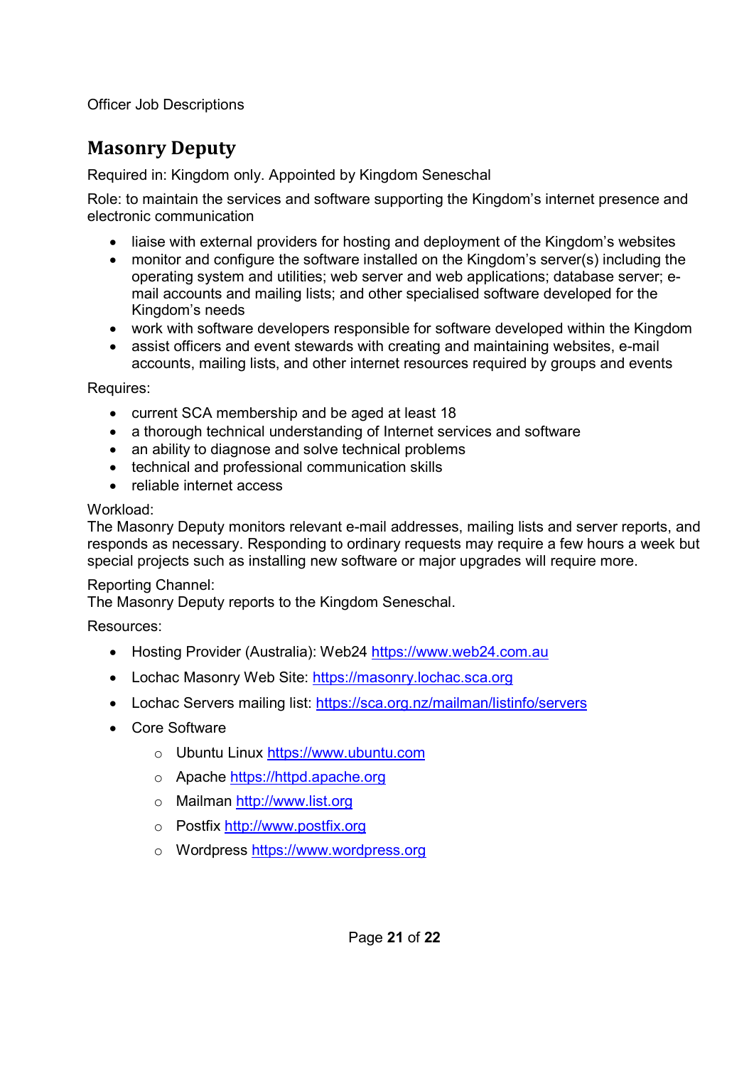Officer Job Descriptions

## Masonry Deputy

Required in: Kingdom only. Appointed by Kingdom Seneschal

Role: to maintain the services and software supporting the Kingdom's internet presence and electronic communication

- liaise with external providers for hosting and deployment of the Kingdom's websites
- monitor and configure the software installed on the Kingdom's server(s) including the operating system and utilities; web server and web applications; database server; e-mail accounts and mailing lists; and other specialised software developed for the Kingdom's needs
- work with software developers responsible for software developed within the Kingdom
- assist officers and event stewards with creating and maintaining websites, e-mail accounts, mailing lists, and other internet resources required by groups and events

Requires:

- current SCA membership and be aged at least 18
- a thorough technical understanding of Internet services and software
- an ability to diagnose and solve technical problems
- technical and professional communication skills
- reliable internet access

Workload:
The Masonry Deputy monitors relevant e-mail addresses, mailing lists and server reports, and responds as necessary. Responding to ordinary requests may require a few hours a week but special projects such as installing new software or major upgrades will require more.

Reporting Channel:
The Masonry Deputy reports to the Kingdom Seneschal.

Resources:

- Hosting Provider (Australia): Web24 https://www.web24.com.au
- Lochac Masonry Web Site: https://masonry.lochac.sca.org
- Lochac Servers mailing list: https://sca.org.nz/mailman/listinfo/servers
- Core Software
  - Ubuntu Linux https://www.ubuntu.com
  - Apache https://httpd.apache.org
  - Mailman http://www.list.org
  - Postfix http://www.postfix.org
  - Wordpress https://www.wordpress.org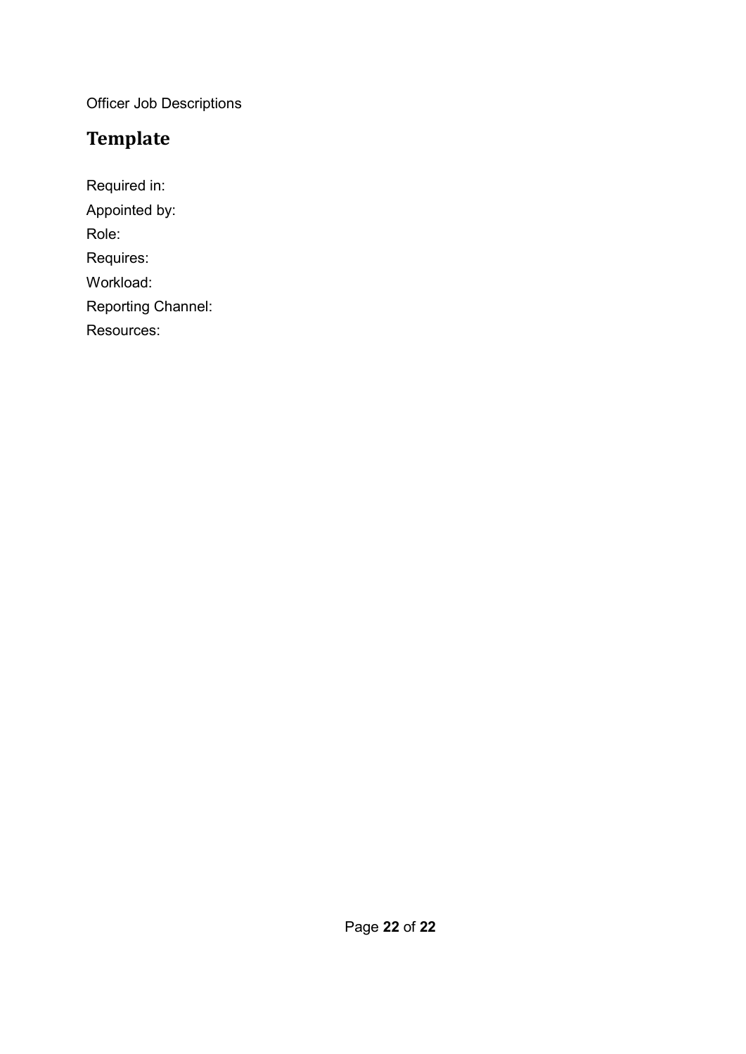## Template

Required in:

Appointed by:

Role:

Requires:

Workload:

Reporting Channel:

Resources: